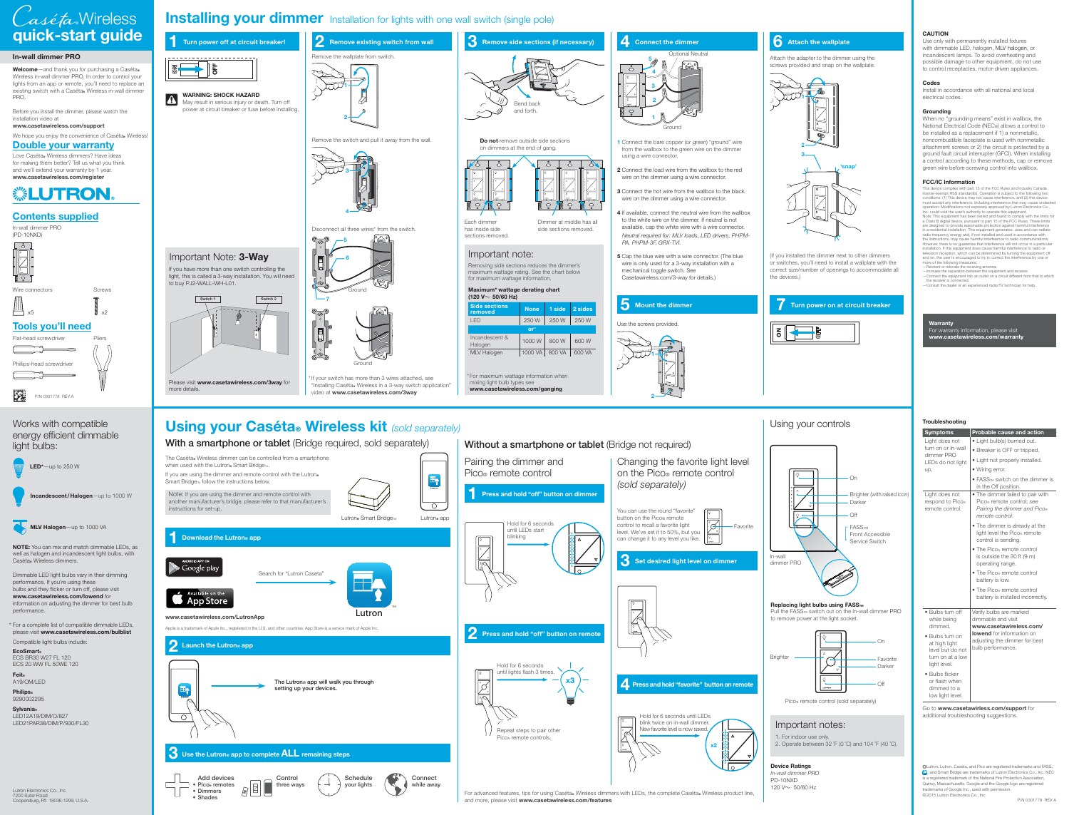# Caséta® Wireless quick-start guide

## In-wall dimmer PRO

**Welcome**—and thank you for purchasing a Caséta® Wireless in-wall dimmer PRO. In order to control your lights from an app or remote, you'll need to replace an existing switch with a Caséta® Wireless in-wall dimmer PRO.

Before you install the dimmer, please watch the installation video at **www.casetawireless.com/support**

We hope you enjoy the convenience of Caséta® Wireless!

## Double your warranty

Love Caséta® Wireless dimmers? Have ideas for making them better? Tell us what you think and we'll extend your warranty by 1 year. **www.casetawireless.com/register**

LUTRON

## Contents supplied

In-wall dimmer PRO (PD-10NXD)

Wire connectors x5

Screws x2

## Tools you'll need

Flat-head screwdriver

Pliers

Phillips-head screwdriver

P/N 0301778 REV A

# Installing your dimmer

Installation for lights with one wall switch (single pole)

## 1 Turn power off at circuit breaker!

OFF

**WARNING: SHOCK HAZARD**
May result in serious injury or death. Turn off power at circuit breaker or fuse before installing.

### Important Note: 3-Way

If you have more than one switch controlling the light, this is called a 3-way installation. You will need to buy PJ2-WALL-WH-L01.

Switch 1 Switch 2

Please visit **www.casetawireless.com/3way** for more details.

## 2 Remove existing switch from wall

Remove the wallplate from switch.

Remove the switch and pull it away from the wall.

Disconnect all three wires* from the switch.

Ground

Ground

*If your switch has more than 3 wires attached, see "Installing Caséta® Wireless in a 3-way switch application" video at **www.casetawireless.com/3way**

## 3 Remove side sections (if necessary)

Bend back and forth.

**Do not** remove outside side sections on dimmers at the end of gang.

Each dimmer has inside side sections removed.

Dimmer at middle has all side sections removed.

### Important note:

Removing side sections reduces the dimmer's maximum wattage rating. See the chart below for maximum wattage information.

**Maximum* wattage derating chart (120 V~ 50/60 Hz)**

| Side sections removed | None | 1 side | 2 sides |
|---|---|---|---|
| LED | 250 W | 250 W | 250 W |
| or* | | | |
| Incandescent & Halogen | 1000 W | 800 W | 600 W |
| MLV Halogen | 1000 VA | 800 VA | 600 VA |

*For maximum wattage information when mixing light bulb types see **www.casetawireless.com/ganging**

## 4 Connect the dimmer

Optional Neutral

Ground

1 Connect the bare copper (or green) "ground" wire from the wallbox to the green wire on the dimmer using a wire connector.

2 Connect the load wire from the wallbox to the red wire on the dimmer using a wire connector.

3 Connect the hot wire from the wallbox to the black wire on the dimmer using a wire connector.

4 If available, connect the neutral wire from the wallbox to the white wire on the dimmer. If neutral is not available, cap the white wire with a wire connector.
*Neutral required for: MLV loads, LED drivers, PHPM-PA, PHPM-3F, GRX-TVI.*

5 Cap the blue wire with a wire connector. (The blue wire is only used for a 3-way installation with a mechanical toggle switch. See Casetawireless.com/3-way for details.)

## 5 Mount the dimmer

Use the screws provided.

## 6 Attach the wallplate

Attach the adapter to the dimmer using the screws provided and snap on the wallplate.

'snap'

(If you installed the dimmer next to other dimmers or switches, you'll need to install a wallplate with the correct size/number of openings to accommodate all the devices.)

## 7 Turn power on at circuit breaker

ON

**CAUTION**
Use only with permanently installed fixtures with dimmable LED, halogen, MLV halogen, or incandescent lamps. To avoid overheating and possible damage to other equipment, do not use to control receptacles, motor-driven appliances.

**Codes**
Install in accordance with all national and local electrical codes.

**Grounding**
When no "grounding means" exist in wallbox, the National Electrical Code (NEC®) allows a control to be installed as a replacement if 1) a nonmetallic, noncombustible faceplate is used with nonmetallic attachment screws or 2) the circuit is protected by a ground fault circuit interrupter (GFCI). When installing a control according to these methods, cap or remove green wire before screwing control into wallbox.

**FCC/IC Information**
This device complies with part 15 of the FCC Rules and Industry Canada license-exempt RSS standard(s). Operation is subject to the following two conditions: (1) This device may not cause interference, and (2) this device must accept any interference, including interference that may cause undesired operation. Modifications not expressly approved by Lutron Electronics Co., Inc. could void the user's authority to operate this equipment.
Note: This equipment has been tested and found to comply with the limits for a Class B digital device, pursuant to part 15 of the FCC Rules. These limits are designed to provide reasonable protection against harmful interference in a residential installation. This equipment generates, uses and can radiate radio frequency energy and, if not installed and used in accordance with the instructions, may cause harmful interference to radio communications. However, there is no guarantee that interference will not occur in a particular installation. If this equipment does cause harmful interference to radio or television reception, which can be determined by turning the equipment off and on, the user is encouraged to try to correct the interference by one or more of the following measures:
—Reorient or relocate the receiving antenna.
—Increase the separation between the equipment and receiver.
—Connect the equipment into an outlet on a circuit different from that to which the receiver is connected.
—Consult the dealer or an experienced radio/TV technician for help.

**Warranty**
For warranty information, please visit **www.casetawireless.com/warranty**

---

## Works with compatible energy efficient dimmable light bulbs:

**LED***—up to 250 W

**Incandescent / Halogen**—up to 1000 W

**MLV Halogen**—up to 1000 VA

**NOTE:** You can mix and match dimmable LEDs, as well as halogen and incandescent light bulbs, with Caséta® Wireless dimmers.

Dimmable LED light bulbs vary in their dimming performance. If you're using these bulbs and they flicker or turn off, please visit **www.casetawireless.com/lowend** for information on adjusting the dimmer for best bulb performance.

* For a complete list of compatible dimmable LEDs, please visit **www.casetawireless.com/bulblist**

Compatible light bulbs include:

**EcoSmart®**
ECS BR30 W27 FL 120
ECS 20 WW FL 50WE 120

**Feit®**
A19/OM/LED

**Philips®**
9290002295

**Sylvania®**
LED12A19/DIM/O/827
LED21PAR38/DIM/P/930/FL30

Lutron Electronics Co., Inc.
7200 Suter Road
Coopersburg, PA 18036-1299, U.S.A.

# Using your Caséta® Wireless kit (sold separately)

## With a smartphone or tablet (Bridge required, sold separately)

The Caséta® Wireless dimmer can be controlled from a smartphone when used with the Lutron® Smart Bridge™.

If you are using the dimmer and remote control with the Lutron® Smart Bridge™ follow the instructions below.

Note: If you are using the dimmer and remote control with another manufacturer's bridge, please refer to that manufacturer's instructions for set-up.

Lutron® Smart Bridge™ Lutron® app

### 1 Download the Lutron® app

Google play / App Store

Search for "Lutron Caseta"

Lutron

**www.casetawireless.com/LutronApp**

Apple is a trademark of Apple Inc., registered in the U.S. and other countries. App Store is a service mark of Apple Inc.

### 2 Launch the Lutron® app

The Lutron® app will walk you through setting up your devices.

### 3 Use the Lutron® app to complete ALL remaining steps

- Add devices
  - Pico® remotes
  - Dimmers
  - Shades
- Control three ways
- Schedule your lights
- Connect while away

## Without a smartphone or tablet (Bridge not required)

### Pairing the dimmer and Pico® remote control

#### 1 Press and hold "off" button on dimmer

Hold for 6 seconds until LEDs start blinking

#### 2 Press and hold "off" button on remote

Hold for 6 seconds until lights flash 3 times.

x3

Repeat steps to pair other Pico® remote controls.

### Changing the favorite light level on the Pico® remote control (sold separately)

You can use the round "favorite" button on the Pico® remote control to recall a favorite light level. We've set it to 50%, but you can change it to any level you like.

Favorite

#### 3 Set desired light level on dimmer

#### 4 Press and hold "favorite" button on remote

Hold for 6 seconds until LEDs blink twice on in-wall dimmer. New favorite level is now saved.

x2

For advanced features, tips for using Caséta® Wireless dimmers with LEDs, the complete Caséta® Wireless product line, and more, please visit **www.casetawireless.com/features**

## Using your controls

In-wall dimmer PRO

On

Brighter (with raised icon)

Darker

Off

FASS™ Front Accessible Service Switch

**Replacing light bulbs using FASS™**
Pull the FASS™ switch out on the In-wall dimmer PRO to remove power at the light socket.

Brighter

On

Favorite

Darker

Off

Pico® remote control (sold separately)

### Important notes:

1. For indoor use only.
2. Operate between 32 °F (0 °C) and 104 °F (40 °C).

**Device Ratings**
*In-wall dimmer PRO*
PD-10NXD
120 V~ 50/60 Hz

## Troubleshooting

| Symptoms | Probable cause and action |
|---|---|
| Light does not turn on or In-wall dimmer PRO LEDs do not light up. | • Light bulb(s) burned out.<br>• Breaker is OFF or tripped.<br>• Light not properly installed.<br>• Wiring error.<br>• FASS™ switch on the dimmer is in the OFF position. |
| Light does not respond to Pico® remote control. | • The dimmer failed to pair with Pico® remote control; see *Pairing the dimmer and Pico® remote control.*<br>• The dimmer is already at the light level the Pico® remote control is sending.<br>• The Pico® remote control is outside the 30 ft (9 m) operating range.<br>• The Pico® remote control battery is low.<br>• The Pico® remote control battery is installed incorrectly. |
| • Bulbs turn off while being dimmed.<br>• Bulbs turn on at high light level but do not turn on at a low light level.<br>• Bulbs flicker or flash when dimmed to a low light level. | Verify bulbs are marked dimmable and visit **www.casetawireless.com/lowend** for information on adjusting the dimmer for best bulb performance. |

Go to **www.casetawireless.com/support** for additional troubleshooting suggestions.

©Lutron, Lutron, Caséta, and Pico are registered trademarks and FASS, and Smart Bridge are trademarks of Lutron Electronics Co., Inc. NEC is a registered trademark of the National Fire Protection Association, Quincy, Massachusetts. Google and the Google logo are registered trademarks of Google Inc., used with permission.
©2015 Lutron Electronics Co., Inc

P/N 0301778 REV A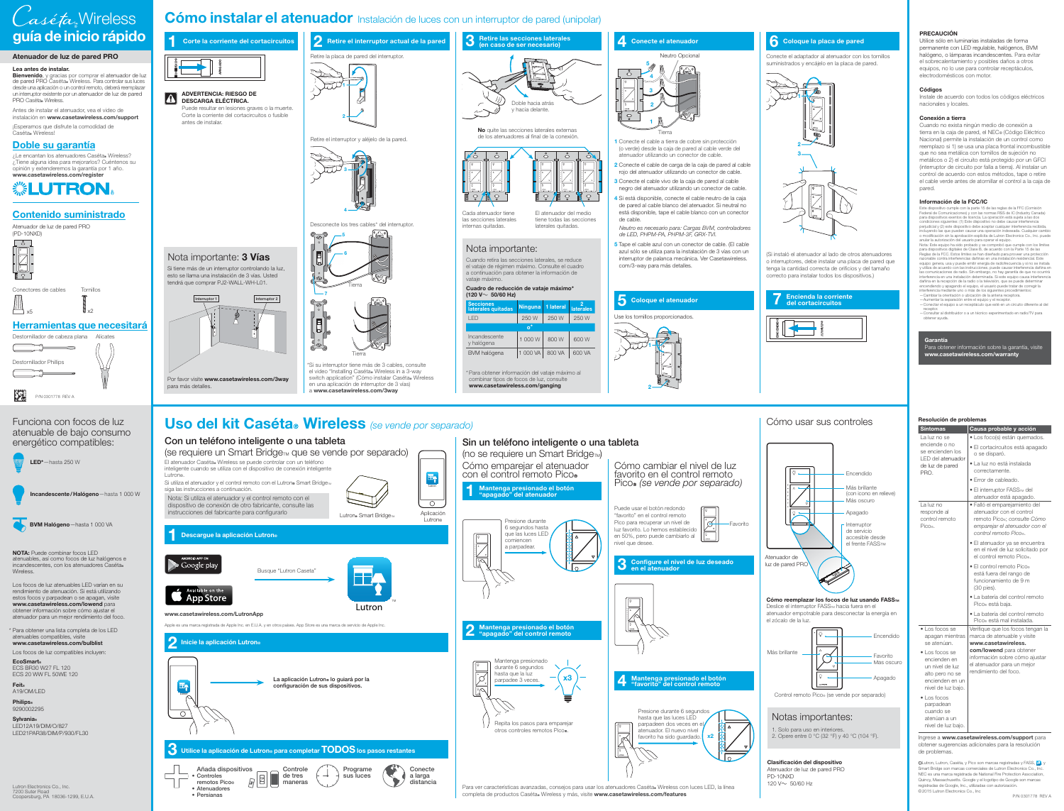# Caséta Wireless guía de inicio rápido

## Atenuador de luz de pared PRO

**Lea antes de instalar.**
**Bienvenido**, y gracias por comprar el atenuador de luz de pared PRO Caséta Wireless. Para controlar sus luces desde una aplicación o un control remoto, deberá reemplazar un interruptor existente por un atenuador de luz de pared PRO Caséta Wireless.

Antes de instalar el atenuador, vea el video de instalación en **www.casetawireless.com/support**

¡Esperamos que disfrute la comodidad de Caséta Wireless!

## Doble su garantía

¿Le encantan los atenuadores Caséta Wireless? ¿Tiene alguna idea para mejorarlos? Cuéntenos su opinión y extenderemos la garantía por 1 año.
**www.casetawireless.com/register**

LUTRON

## Contenido suministrado

Atenuador de luz de pared PRO (PD-10NXD)

Conectores de cables x5

Tornillos x2

## Herramientas que necesitará

Destornillador de cabeza plana

Alicates

Destornillador Phillips

P/N 0301778 REV A

# Cómo instalar el atenuador
*Instalación de luces con un interruptor de pared (unipolar)*

## 1 Corte la corriente del cortacircuitos

**ADVERTENCIA: RIESGO DE DESCARGA ELÉCTRICA.**
Puede resultar en lesiones graves o la muerte. Corte la corriente del cortacircuitos o fusible antes de instalar.

## 2 Retire el interruptor actual de la pared

Retire la placa de pared del interruptor.

Retire el interruptor y aléjelo de la pared.

Desconecte los tres cables* del interruptor.

Tierra

Tierra

*Si su interruptor tiene más de 3 cables, consulte el video "Installing Caséta Wireless in a 3-way switch application" (Cómo instalar Caséta Wireless en una aplicación de interruptor de 3 vías) a **www.casetawireless.com/3way**

### Nota importante: **3 Vías**

Si tiene más de un interruptor controlando la luz, esto se llama una instalación de 3 vías. Usted tendrá que comprar PJ2-WALL-WH-L01.

Interruptor 1

Interruptor 2

Por favor visite **www.casetawireless.com/3way** para más detalles.

## 3 Retire las secciones laterales (en caso de ser necesario)

Doble hacia atrás y hacia delante.

**No** quite las secciones laterales externas de los atenuadores al final de la conexión.

Cada atenuador tiene las secciones laterales internas quitadas.

El atenuador del medio tiene todas las secciones laterales quitadas.

### Nota importante:

Cuando retira las secciones laterales, se reduce el vataje de régimen máximo. Consulte el cuadro a continuación para obtener la información de vataje máximo.

**Cuadro de reducción de vataje máximo* (120 V~ 50/60 Hz)**

| Secciones laterales quitadas | Ninguna | 1 lateral | 2 laterales |
|---|---|---|---|
| LED | 250 W | 250 W | 250 W |
| | o* | | |
| Incandescente y halógena | 1 000 W | 800 W | 600 W |
| BVM halógena | 1 000 VA | 800 VA | 600 VA |

*Para obtener información del vataje máximo al combinar tipos de focos de luz, consulte **www.casetawireless.com/ganging**

## 4 Conecte el atenuador

Neutro Opcional

Tierra

1 Conecte el cable a tierra de cobre sin protección (o verde) desde la caja de pared al cable verde del atenuador utilizando un conector de cable.

2 Conecte el cable de carga de la caja de pared al cable rojo del atenuador utilizando un conector de cable.

3 Conecte el cable vivo de la caja de pared al cable negro del atenuador utilizando un conector de cable.

4 Si está disponible, conecte el cable neutro de la caja de pared al cable blanco del atenuador. Si neutral no está disponible, tape el cable blanco con un conector de cable.

*Neutro es necesario para: Cargas BVM, controladores de LED, PHPM-PA, PHPM-3F, GRX-TVI.*

5 Tape el cable azul con un conector de cable. (El cable azul sólo se utiliza para la instalación de 3 vías con un interruptor de palanca mecánica. Ver Casetawireless.com/3-way para más detalles.

## 5 Coloque el atenuador

Use los tornillos proporcionados.

## 6 Coloque la placa de pared

Conecte el adaptador al atenuador con los tornillos suministrados y encájelo en la placa de pared.

(Si instaló el atenuador al lado de otros atenuadores o interruptores, debe instalar una placa de pared que tenga la cantidad correcta de orificios y del tamaño correcto para instalar todos los dispositivos.)

## 7 Encienda la corriente del cortacircuitos

## PRECAUCIÓN

Utilice sólo en luminarias instaladas de forma permanente con LED regulable, halógenos, BVM halógeno, o lámparas incandescentes. Para evitar el sobrecalentamiento y posibles daños a otros equipos, no lo use para controlar receptáculos, electrodomésticos con motor.

## Códigos

Instale de acuerdo con todos los códigos eléctricos nacionales y locales.

## Conexión a tierra

Cuando no exista ningún medio de conexión a tierra en la caja de pared, el NEC® (Código Eléctrico Nacional) permite la instalación de un control como reemplazo si 1) se usa una placa frontal incombustible que no sea metálica con tornillos de sujeción no metálicos o 2) el circuito está protegido por un GFCI (interruptor de circuito por falla a tierra). Al instalar un control de acuerdo con estos métodos, tape o retire el cable verde antes de atornillar el control a la caja de pared.

## Información de la FCC/IC

Este dispositivo cumple con la parte 15 de las reglas de la FCC (Comisión Federal de Comunicaciones) y con las normas RSS de IC (Industry Canada) para dispositivos exentos de licencia. La operación está sujeta a las dos condiciones siguientes: (1) Este dispositivo no debe causar interferencia perjudicial y (2) este dispositivo debe aceptar cualquier interferencia recibida, incluyendo las que puedan causar una operación indeseada. Cualquier cambio o modificación sin la aprobación explícita de Lutron Electronics Co., Inc. puede anular la autorización del usuario para operar el equipo.
Nota: Este equipo ha sido probado y se comprobó que cumple con los límites para dispositivos digitales de Clase B, de acuerdo con la Parte 15 de las Reglas de la FCC. Estos límites se han diseñado para proveer una protección razonable contra interferencias dañinas en una instalación residencial. Este equipo genera, usa y puede emitir energía de radiofrecuencia y si no se instala y utiliza de acuerdo con las instrucciones, puede causar interferencia dañina en las comunicaciones de radio. Sin embargo, no hay garantía de que no ocurrirá interferencia en una instalación determinada. Si este equipo causa interferencia dañina en la recepción de la radio o la televisión, que se puede determinar encendiendo y apagando el equipo, el usuario puede tratar de corregir la interferencia mediante uno o más de los siguientes procedimientos:
— Cambiar la orientación o ubicación de la antena receptora.
— Aumentar la separación entre el equipo y el receptor.
— Conectar el equipo a un receptáculo que esté en un circuito diferente al del receptor.
— Consultar al distribuidor o a un técnico experimentado en radio/TV para obtener ayuda.

**Garantía**
Para obtener información sobre la garantía, visite **www.casetawireless.com/warranty**

---

## Funciona con focos de luz atenuable de bajo consumo energético compatibles:

**LED***—hasta 250 W

**Incandescente / Halógeno**—hasta 1 000 W

**BVM Halógeno**—hasta 1 000 VA

**NOTA:** Puede combinar focos LED atenuables, así como focos de luz halógenos e incandescentes, con los atenuadores Caséta Wireless.

Los focos de luz atenuables LED varían en su rendimiento de atenuación. Si está utilizando estos focos y parpadean o se apagan, visite **www.casetawireless.com/lowend** para obtener información sobre cómo ajustar el atenuador para un mejor rendimiento del foco.

* Para obtener una lista completa de los LED atenuables compatibles, visite **www.casetawireless.com/bulblist**

Los focos de luz compatibles incluyen:

**EcoSmart®**
ECS BR30 W27 FL 120
ECS 20 WW FL 50WE 120

**Feit®**
A19/OM/LED

**Philips®**
9290002295

**Sylvania®**
LED12A19/DIM/O/827
LED21PAR38/DIM/P/930/FL30

Lutron Electronics Co., Inc.
7200 Suter Road
Coopersburg, PA 18036-1299, E.U.A.

# Uso del kit Caséta® Wireless *(se vende por separado)*

## Con un teléfono inteligente o una tableta
(se requiere un Smart Bridge™ que se vende por separado)

El atenuador Caséta Wireless se puede controlar con un teléfono inteligente cuando se utiliza con el dispositivo de conexión inteligente Lutron.
Si utiliza el atenuador y el control remoto con el Lutron Smart Bridge, siga las instrucciones a continuación.

Nota: Si utiliza el atenuador y el control remoto con el dispositivo de conexión de otro fabricante, consulte las instrucciones del fabricante para configurarlo

Lutron Smart Bridge™

Aplicación Lutron®

### 1 Descargue la aplicación Lutron®

Busque "Lutron Caseta"

Lutron

**www.casetawireless.com/LutronApp**

Apple es una marca registrada de Apple Inc. en E.U.A. y en otros países. App Store es una marca de servicio de Apple Inc.

### 2 Inicie la aplicación Lutron®

La aplicación Lutron® lo guiará por la configuración de sus dispositivos.

### 3 Utilice la aplicación de Lutron® para completar TODOS los pasos restantes

Añada dispositivos
- Controles remotos Pico®
- Atenuadores
- Persianas

Controle de tres maneras

Programe sus luces

Conecte a larga distancia

## Sin un teléfono inteligente o una tableta
(no se requiere un Smart Bridge™)

### Cómo emparejar el atenuador con el control remoto Pico®

#### 1 Mantenga presionado el botón "apagado" del atenuador

Presione durante 6 segundos hasta que las luces LED comiencen a parpadear.

#### 2 Mantenga presionado el botón "apagado" del control remoto

Mantenga presionado durante 6 segundos hasta que la luz parpadee 3 veces.

x3

Repita los pasos para emparejar otros controles remotos Pico®.

### Cómo cambiar el nivel de luz favorito en el control remoto Pico® *(se vende por separado)*

Puede usar el botón redondo "favorito" en el control remoto Pico para recuperar un nivel de luz favorito. Lo hemos establecido en 50%, pero puede cambiarlo al nivel que desee.

Favorito

#### 3 Configure el nivel de luz deseado en el atenuador

#### 4 Mantenga presionado el botón "favorito" del control remoto

Presione durante 6 segundos hasta que las luces LED parpadeen dos veces en el atenuador. El nuevo nivel favorito ha sido guardado.

x2

Para ver características avanzadas, consejos para usar los atenuadores Caséta Wireless con luces LED, la línea completa de productos Caséta Wireless y más, visite **www.casetawireless.com/features**

## Cómo usar sus controles

Encendido

Más brillante (con icono en relieve)

Más oscuro

Apagado

Interruptor de servicio accesible desde el frente FASS™

Atenuador de luz de pared PRO

**Cómo reemplazar los focos de luz usando FASS™**
Deslice el interruptor FASS™ hacia fuera en el atenuador empotrable para desconectar la energía en el zócalo de la luz.

Encendido

Más brillante

Favorito

Más oscuro

Apagado

Control remoto Pico® (se vende por separado)

### Notas importantes:

1. Solo para uso en interiores.
2. Opere entre 0 °C (32 °F) y 40 °C (104 °F).

**Clasificación del dispositivo**
Atenuador de luz de pared PRO
PD-10NXD
120 V~ 50/60 Hz

## Resolución de problemas

| Síntomas | Causa probable y acción |
|---|---|
| La luz no se enciende o no se encienden los LED del atenuador de luz de pared PRO. | • Los foco(s) están quemados.<br>• El cortacircuitos está apagado o se disparó.<br>• La luz no está instalada correctamente.<br>• Error de cableado.<br>• El interruptor FASS™ del atenuador está apagado. |
| La luz no responde al control remoto Pico®. | • Falló el emparejamiento del atenuador con el control remoto Pico®; consulte *Cómo emparejar el atenuador con el control remoto Pico®*.<br>• El atenuador ya se encuentra en el nivel de luz solicitado por el control remoto Pico®.<br>• El control remoto Pico® está fuera del rango de funcionamiento de 9 m (30 pies).<br>• La batería del control remoto Pico® está baja.<br>• La batería del control remoto Pico® está mal instalada. |
| • Los focos se apagan mientras se atenúan.<br>• Los focos se encienden en un nivel de luz alto pero no se encienden en un nivel de luz bajo.<br>• Los focos parpadean cuando se atenúan a un nivel de luz bajo. | Verifique que los focos tengan la marca de atenuable y visite **www.casetawireless.com/lowend** para obtener información sobre cómo ajustar el atenuador para un mejor rendimiento del foco. |

Ingrese a **www.casetawireless.com/support** para obtener sugerencias adicionales para la resolución de problemas.

©Lutron, Lutron, Caséta, y Pico son marcas registradas y FASS, y Smart Bridge son marcas comerciales de Lutron Electronics Co., Inc. NEC es una marca registrada de National Fire Protection Association, Quincy, Massachusetts. Google y el logotipo de Google son marcas registradas de Google, Inc., utilizadas con autorización.
© 2015 Lutron Electronics Co., Inc

P/N 0301778 REV A